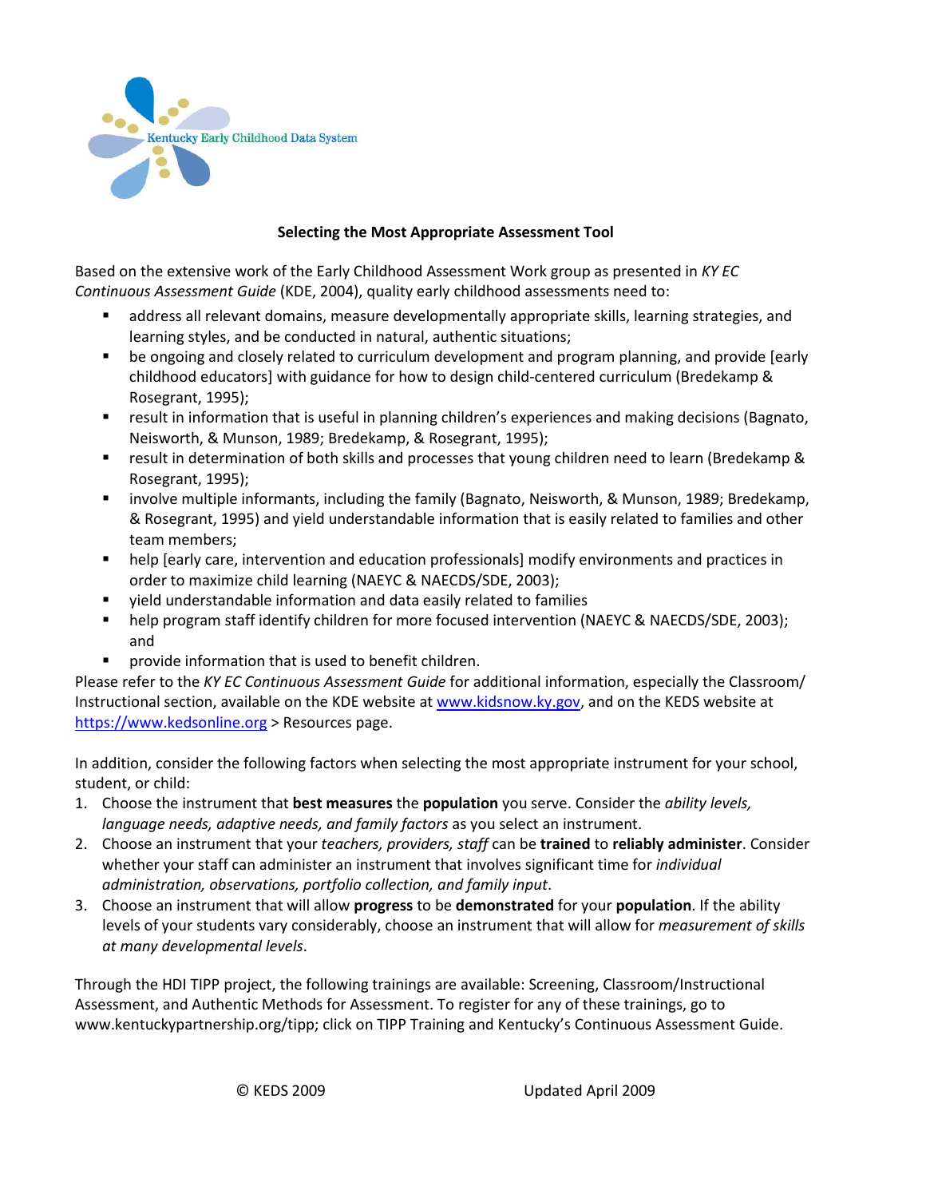Kentucky Early Childhood Data System

**Selecting the Most Appropriate Assessment Tool**

Based on the extensive work of the Early Childhood Assessment Work group as presented in *KY EC Continuous Assessment Guide* (KDE, 2004), quality early childhood assessments need to:

- address all relevant domains, measure developmentally appropriate skills, learning strategies, and learning styles, and be conducted in natural, authentic situations;
- be ongoing and closely related to curriculum development and program planning, and provide [early childhood educators] with guidance for how to design child-centered curriculum (Bredekamp & Rosegrant, 1995);
- result in information that is useful in planning children's experiences and making decisions (Bagnato, Neisworth, & Munson, 1989; Bredekamp, & Rosegrant, 1995);
- result in determination of both skills and processes that young children need to learn (Bredekamp & Rosegrant, 1995);
- involve multiple informants, including the family (Bagnato, Neisworth, & Munson, 1989; Bredekamp, & Rosegrant, 1995) and yield understandable information that is easily related to families and other team members;
- help [early care, intervention and education professionals] modify environments and practices in order to maximize child learning (NAEYC & NAECDS/SDE, 2003);
- yield understandable information and data easily related to families
- help program staff identify children for more focused intervention (NAEYC & NAECDS/SDE, 2003); and
- provide information that is used to benefit children.

Please refer to the *KY EC Continuous Assessment Guide* for additional information, especially the Classroom/ Instructional section, available on the KDE website at www.kidsnow.ky.gov, and on the KEDS website at https://www.kedsonline.org > Resources page.

In addition, consider the following factors when selecting the most appropriate instrument for your school, student, or child:

1. Choose the instrument that **best measures** the **population** you serve. Consider the *ability levels, language needs, adaptive needs, and family factors* as you select an instrument.
2. Choose an instrument that your *teachers, providers, staff* can be **trained** to **reliably administer**. Consider whether your staff can administer an instrument that involves significant time for *individual administration, observations, portfolio collection, and family input*.
3. Choose an instrument that will allow **progress** to be **demonstrated** for your **population**. If the ability levels of your students vary considerably, choose an instrument that will allow for *measurement of skills at many developmental levels*.

Through the HDI TIPP project, the following trainings are available: Screening, Classroom/Instructional Assessment, and Authentic Methods for Assessment. To register for any of these trainings, go to www.kentuckypartnership.org/tipp; click on TIPP Training and Kentucky's Continuous Assessment Guide.

© KEDS 2009 Updated April 2009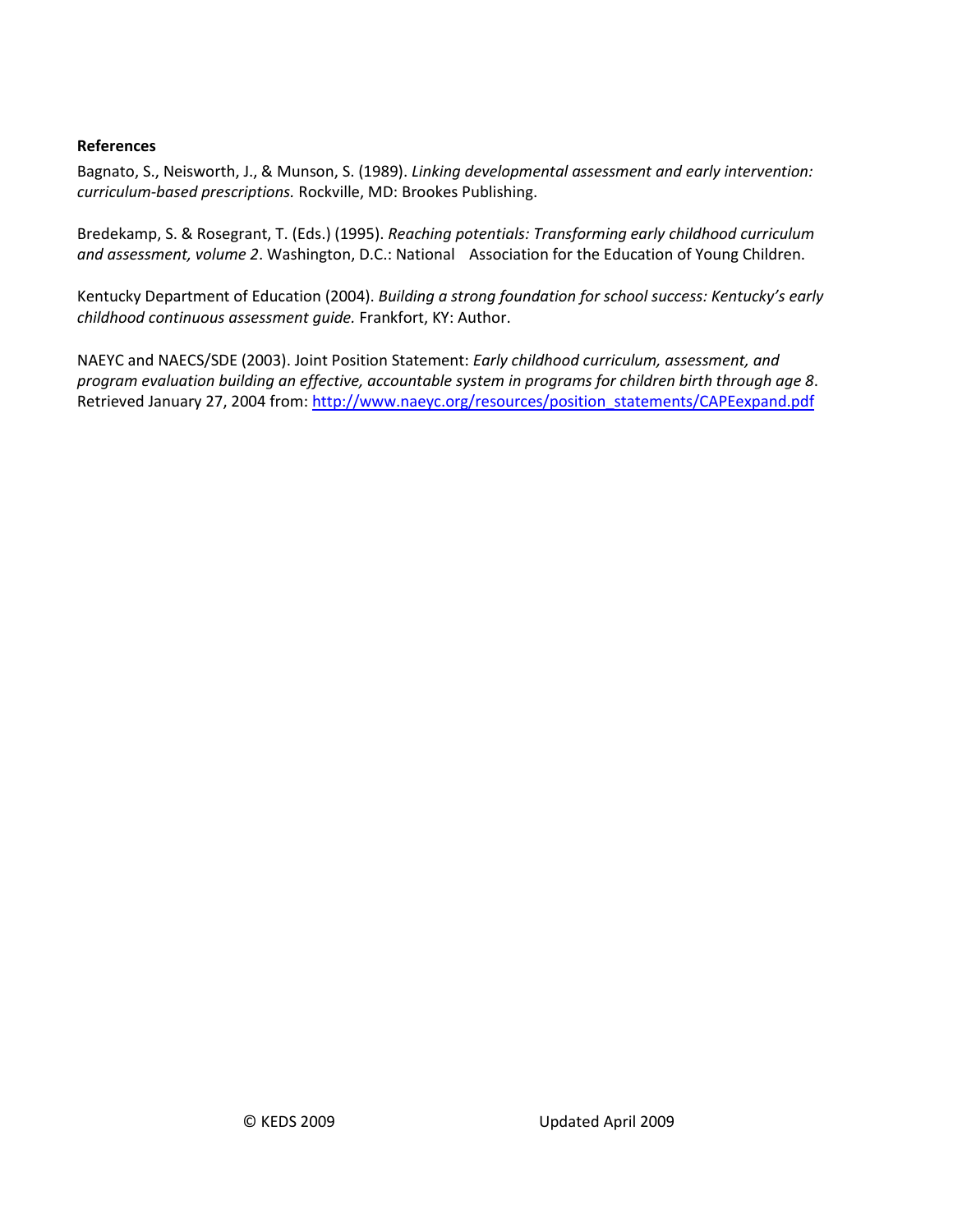**References**

Bagnato, S., Neisworth, J., & Munson, S. (1989). *Linking developmental assessment and early intervention: curriculum-based prescriptions.* Rockville, MD: Brookes Publishing.

Bredekamp, S. & Rosegrant, T. (Eds.) (1995). *Reaching potentials: Transforming early childhood curriculum and assessment, volume 2*. Washington, D.C.: National Association for the Education of Young Children.

Kentucky Department of Education (2004). *Building a strong foundation for school success: Kentucky's early childhood continuous assessment guide.* Frankfort, KY: Author.

NAEYC and NAECS/SDE (2003). Joint Position Statement: *Early childhood curriculum, assessment, and program evaluation building an effective, accountable system in programs for children birth through age 8*. Retrieved January 27, 2004 from: http://www.naeyc.org/resources/position_statements/CAPEexpand.pdf

© KEDS 2009 Updated April 2009